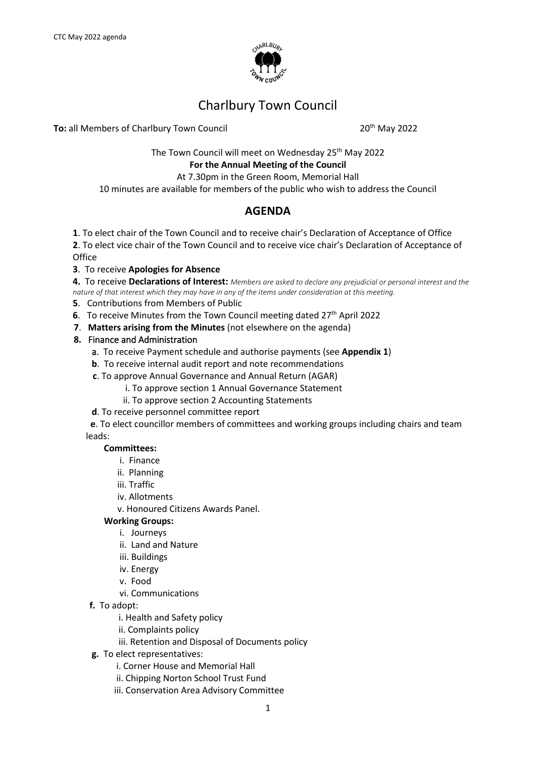# Charlbury Town Council

**To:** all Members of Charlbury Town Council 20th May 2022

The Town Council will meet on Wednesday 25th May 2022

**For the Annual Meeting of the Council**

At 7.30pm in the Green Room, Memorial Hall

10 minutes are available for members of the public who wish to address the Council

## AGENDA

**1**. To elect chair of the Town Council and to receive chair's Declaration of Acceptance of Office

**2**. To elect vice chair of the Town Council and to receive vice chair's Declaration of Acceptance of Office

**3**. To receive **Apologies for Absence**

**4.** To receive **Declarations of Interest:** *Members are asked to declare any prejudicial or personal interest and the nature of that interest which they may have in any of the items under consideration at this meeting.*

**5**. Contributions from Members of Public

**6**. To receive Minutes from the Town Council meeting dated 27th April 2022

**7**. **Matters arising from the Minutes** (not elsewhere on the agenda)

**8.** Finance and Administration

- **a.** To receive Payment schedule and authorise payments (see **Appendix 1**)
- **b**. To receive internal audit report and note recommendations
- **c**. To approve Annual Governance and Annual Return (AGAR)
  - i. To approve section 1 Annual Governance Statement
  - ii. To approve section 2 Accounting Statements
- **d**. To receive personnel committee report
- **e**. To elect councillor members of committees and working groups including chairs and team leads:

  **Committees:**
  - i. Finance
  - ii. Planning
  - iii. Traffic
  - iv. Allotments
  - v. Honoured Citizens Awards Panel.

  **Working Groups:**
  - i. Journeys
  - ii. Land and Nature
  - iii. Buildings
  - iv. Energy
  - v. Food
  - vi. Communications
- **f.** To adopt:
  - i. Health and Safety policy
  - ii. Complaints policy
  - iii. Retention and Disposal of Documents policy
- **g.** To elect representatives:
  - i. Corner House and Memorial Hall
  - ii. Chipping Norton School Trust Fund
  - iii. Conservation Area Advisory Committee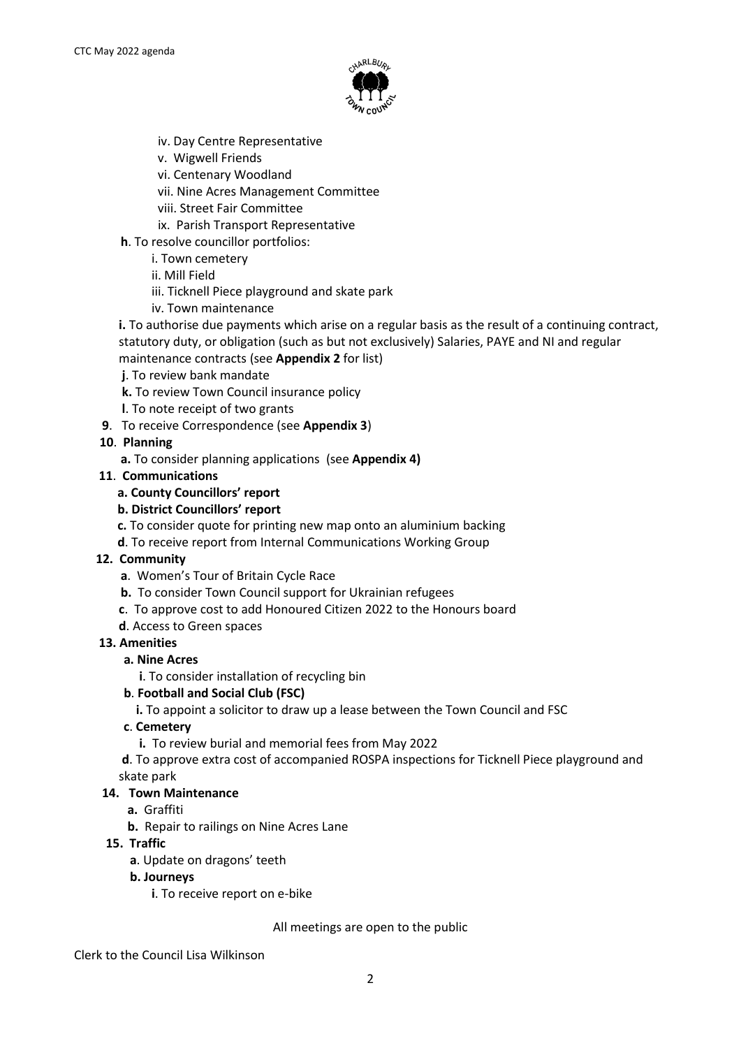iv. Day Centre Representative
v. Wigwell Friends
vi. Centenary Woodland
vii. Nine Acres Management Committee
viii. Street Fair Committee
ix. Parish Transport Representative

**h**. To resolve councillor portfolios:

i. Town cemetery
ii. Mill Field
iii. Ticknell Piece playground and skate park
iv. Town maintenance

**i.** To authorise due payments which arise on a regular basis as the result of a continuing contract, statutory duty, or obligation (such as but not exclusively) Salaries, PAYE and NI and regular maintenance contracts (see **Appendix 2** for list)

**j**. To review bank mandate

**k.** To review Town Council insurance policy

**l**. To note receipt of two grants

**9**. To receive Correspondence (see **Appendix 3**)

**10**. **Planning**

**a.** To consider planning applications (see **Appendix 4)**

**11**. **Communications**

**a. County Councillors' report**

**b. District Councillors' report**

**c.** To consider quote for printing new map onto an aluminium backing

**d**. To receive report from Internal Communications Working Group

**12. Community**

**a**. Women's Tour of Britain Cycle Race

**b.** To consider Town Council support for Ukrainian refugees

**c**. To approve cost to add Honoured Citizen 2022 to the Honours board

**d**. Access to Green spaces

**13. Amenities**

**a. Nine Acres**

**i**. To consider installation of recycling bin

**b**. **Football and Social Club (FSC)**

**i.** To appoint a solicitor to draw up a lease between the Town Council and FSC

**c**. **Cemetery**

**i.** To review burial and memorial fees from May 2022

**d**. To approve extra cost of accompanied ROSPA inspections for Ticknell Piece playground and skate park

**14. Town Maintenance**

**a.** Graffiti

**b.** Repair to railings on Nine Acres Lane

**15. Traffic**

**a**. Update on dragons' teeth

**b. Journeys**

**i**. To receive report on e-bike

All meetings are open to the public

Clerk to the Council Lisa Wilkinson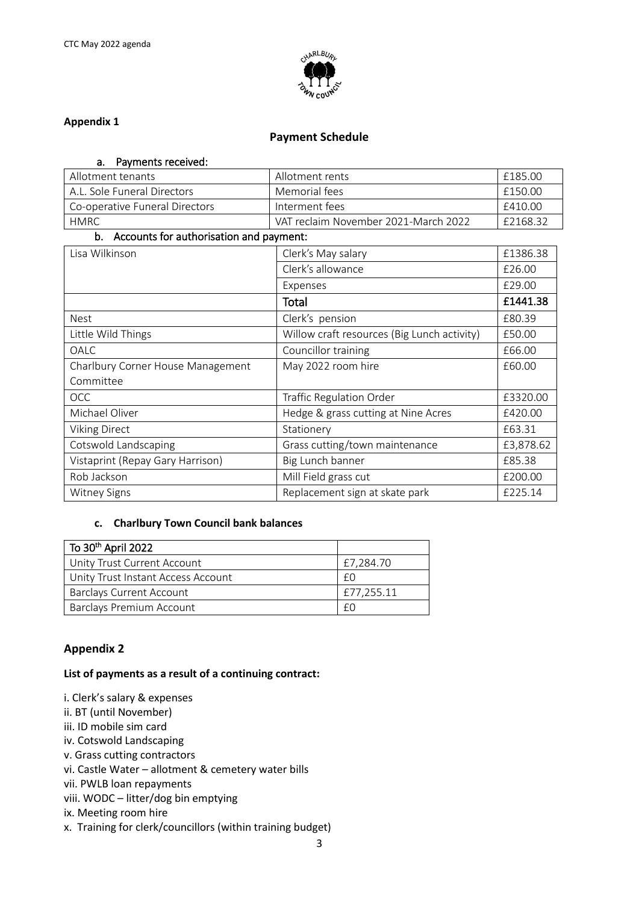## Appendix 1

### Payment Schedule

**a. Payments received:**

| | | |
|---|---|---|
| Allotment tenants | Allotment rents | £185.00 |
| A.L. Sole Funeral Directors | Memorial fees | £150.00 |
| Co-operative Funeral Directors | Interment fees | £410.00 |
| HMRC | VAT reclaim November 2021-March 2022 | £2168.32 |

**b. Accounts for authorisation and payment:**

| | | |
|---|---|---|
| Lisa Wilkinson | Clerk's May salary | £1386.38 |
| | Clerk's allowance | £26.00 |
| | Expenses | £29.00 |
| | **Total** | **£1441.38** |
| Nest | Clerk's pension | £80.39 |
| Little Wild Things | Willow craft resources (Big Lunch activity) | £50.00 |
| OALC | Councillor training | £66.00 |
| Charlbury Corner House Management Committee | May 2022 room hire | £60.00 |
| OCC | Traffic Regulation Order | £3320.00 |
| Michael Oliver | Hedge & grass cutting at Nine Acres | £420.00 |
| Viking Direct | Stationery | £63.31 |
| Cotswold Landscaping | Grass cutting/town maintenance | £3,878.62 |
| Vistaprint (Repay Gary Harrison) | Big Lunch banner | £85.38 |
| Rob Jackson | Mill Field grass cut | £200.00 |
| Witney Signs | Replacement sign at skate park | £225.14 |

**c. Charlbury Town Council bank balances**

| To 30th April 2022 | |
|---|---|
| Unity Trust Current Account | £7,284.70 |
| Unity Trust Instant Access Account | £0 |
| Barclays Current Account | £77,255.11 |
| Barclays Premium Account | £0 |

## Appendix 2

**List of payments as a result of a continuing contract:**

i. Clerk's salary & expenses
ii. BT (until November)
iii. ID mobile sim card
iv. Cotswold Landscaping
v. Grass cutting contractors
vi. Castle Water – allotment & cemetery water bills
vii. PWLB loan repayments
viii. WODC – litter/dog bin emptying
ix. Meeting room hire
x. Training for clerk/councillors (within training budget)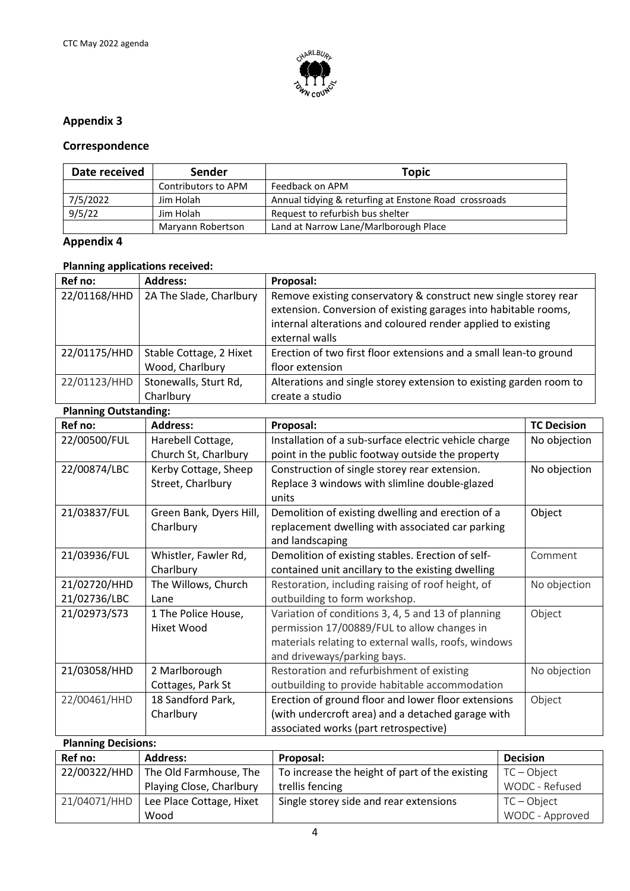## Appendix 3

### Correspondence

| Date received | Sender | Topic |
|---|---|---|
| | Contributors to APM | Feedback on APM |
| 7/5/2022 | Jim Holah | Annual tidying & returfing at Enstone Road crossroads |
| 9/5/22 | Jim Holah | Request to refurbish bus shelter |
| | Maryann Robertson | Land at Narrow Lane/Marlborough Place |

## Appendix 4

### Planning applications received:

| Ref no: | Address: | Proposal: |
|---|---|---|
| 22/01168/HHD | 2A The Slade, Charlbury | Remove existing conservatory & construct new single storey rear extension. Conversion of existing garages into habitable rooms, internal alterations and coloured render applied to existing external walls |
| 22/01175/HHD | Stable Cottage, 2 Hixet Wood, Charlbury | Erection of two first floor extensions and a small lean-to ground floor extension |
| 22/01123/HHD | Stonewalls, Sturt Rd, Charlbury | Alterations and single storey extension to existing garden room to create a studio |

### Planning Outstanding:

| Ref no: | Address: | Proposal: | TC Decision |
|---|---|---|---|
| 22/00500/FUL | Harebell Cottage, Church St, Charlbury | Installation of a sub-surface electric vehicle charge point in the public footway outside the property | No objection |
| 22/00874/LBC | Kerby Cottage, Sheep Street, Charlbury | Construction of single storey rear extension. Replace 3 windows with slimline double-glazed units | No objection |
| 21/03837/FUL | Green Bank, Dyers Hill, Charlbury | Demolition of existing dwelling and erection of a replacement dwelling with associated car parking and landscaping | Object |
| 21/03936/FUL | Whistler, Fawler Rd, Charlbury | Demolition of existing stables. Erection of self-contained unit ancillary to the existing dwelling | Comment |
| 21/02720/HHD 21/02736/LBC | The Willows, Church Lane | Restoration, including raising of roof height, of outbuilding to form workshop. | No objection |
| 21/02973/S73 | 1 The Police House, Hixet Wood | Variation of conditions 3, 4, 5 and 13 of planning permission 17/00889/FUL to allow changes in materials relating to external walls, roofs, windows and driveways/parking bays. | Object |
| 21/03058/HHD | 2 Marlborough Cottages, Park St | Restoration and refurbishment of existing outbuilding to provide habitable accommodation | No objection |
| 22/00461/HHD | 18 Sandford Park, Charlbury | Erection of ground floor and lower floor extensions (with undercroft area) and a detached garage with associated works (part retrospective) | Object |

### Planning Decisions:

| Ref no: | Address: | Proposal: | Decision |
|---|---|---|---|
| 22/00322/HHD | The Old Farmhouse, The Playing Close, Charlbury | To increase the height of part of the existing trellis fencing | TC – Object<br>WODC - Refused |
| 21/04071/HHD | Lee Place Cottage, Hixet Wood | Single storey side and rear extensions | TC – Object<br>WODC - Approved |